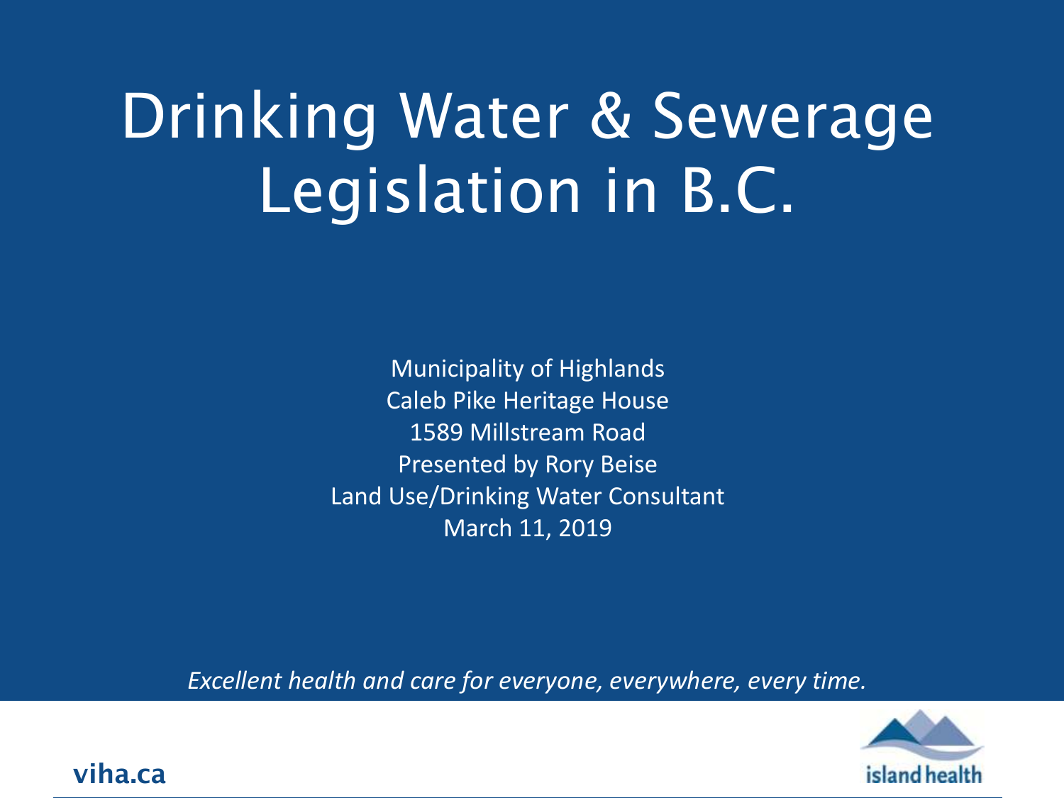# Drinking Water & Sewerage Legislation in B.C.

Municipality of Highlands
Caleb Pike Heritage House
1589 Millstream Road
Presented by Rory Beise
Land Use/Drinking Water Consultant
March 11, 2019

*Excellent health and care for everyone, everywhere, every time.*

viha.ca

island health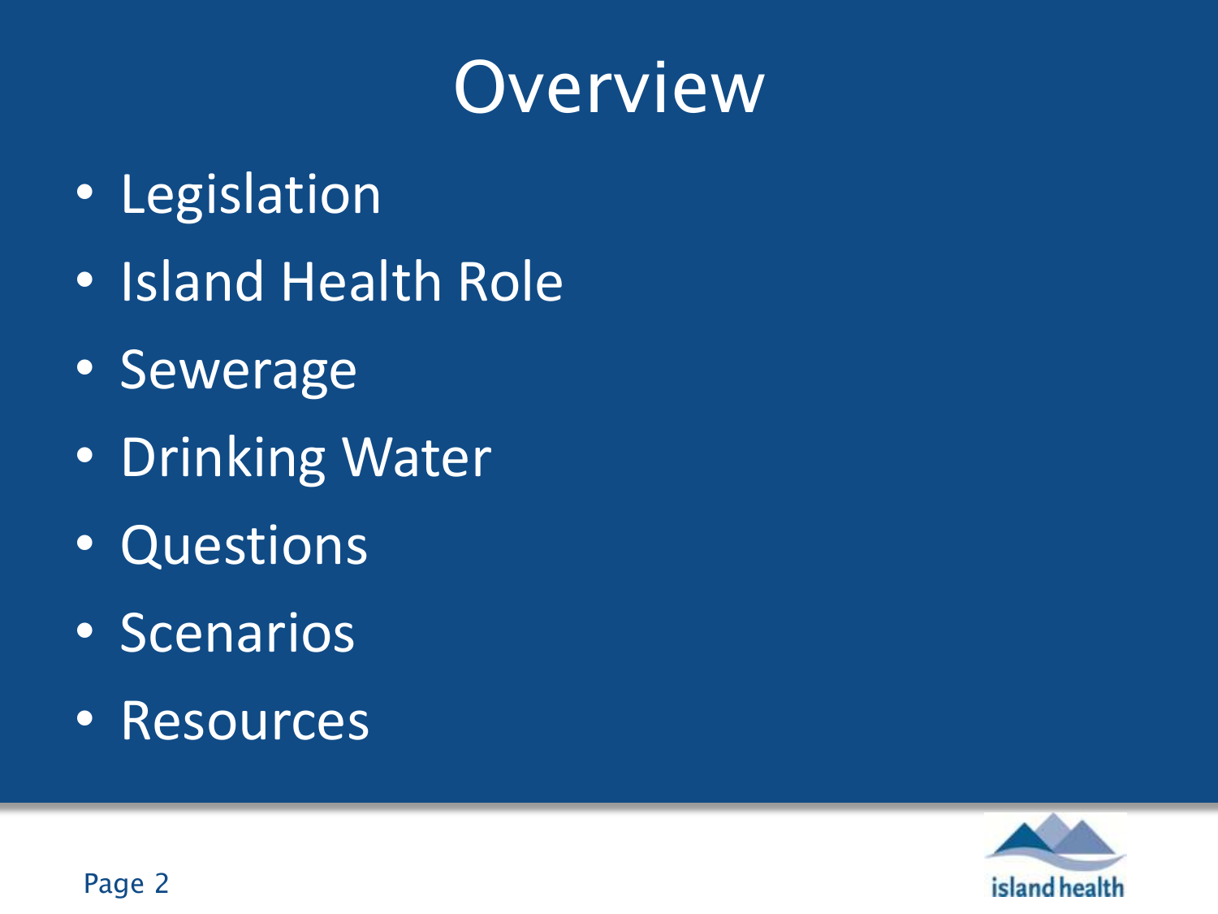# Overview

- Legislation
- Island Health Role
- Sewerage
- Drinking Water
- Questions
- Scenarios
- Resources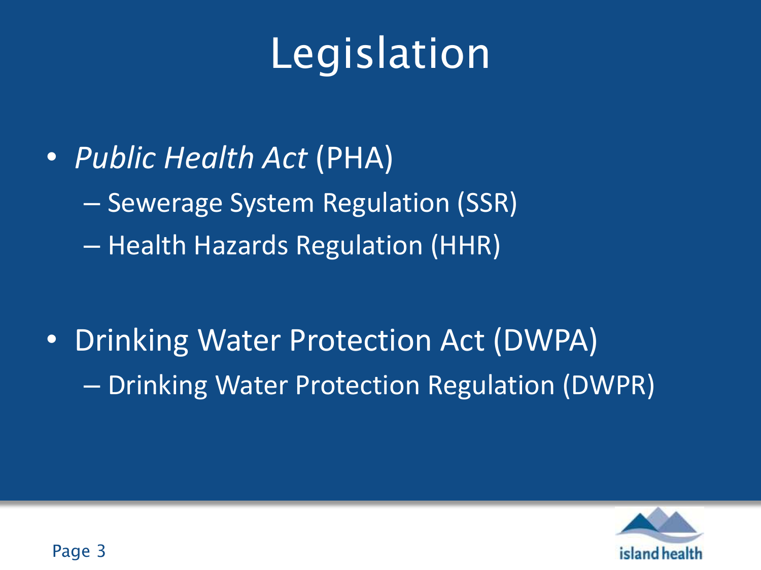# Legislation

- *Public Health Act* (PHA)
  - Sewerage System Regulation (SSR)
  - Health Hazards Regulation (HHR)

- Drinking Water Protection Act (DWPA)
  - Drinking Water Protection Regulation (DWPR)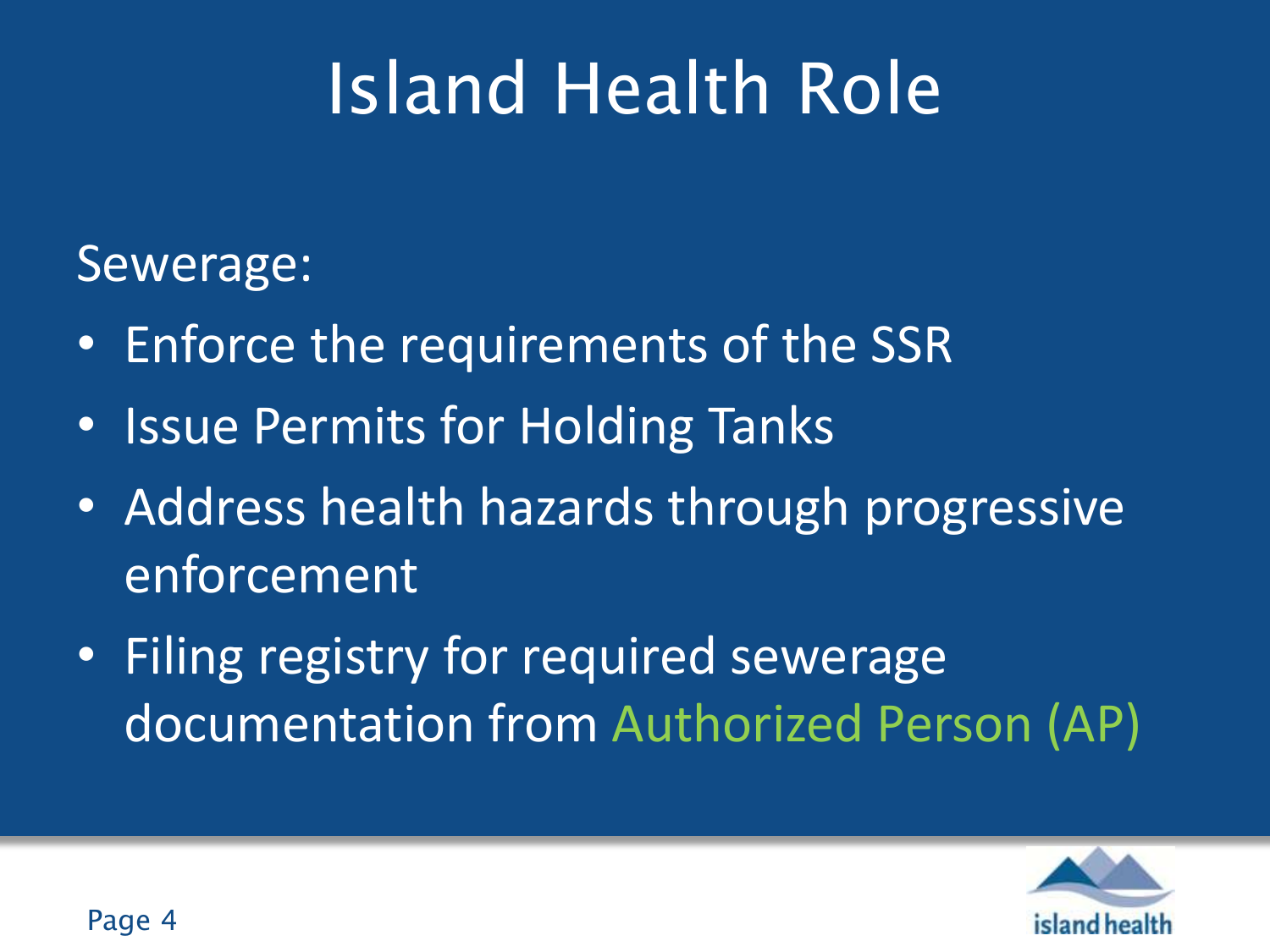# Island Health Role

Sewerage:

- Enforce the requirements of the SSR
- Issue Permits for Holding Tanks
- Address health hazards through progressive enforcement
- Filing registry for required sewerage documentation from Authorized Person (AP)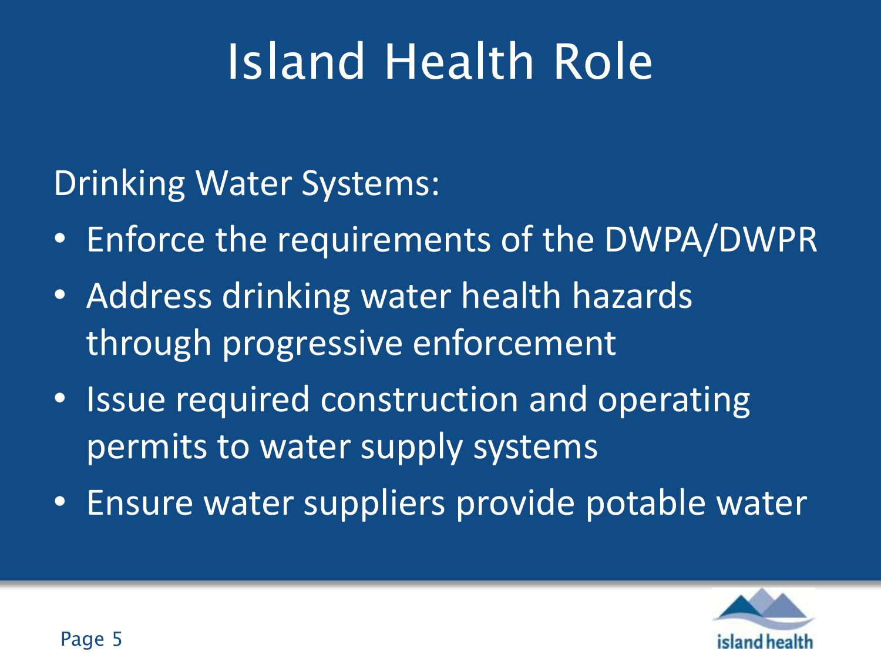# Island Health Role

Drinking Water Systems:

- Enforce the requirements of the DWPA/DWPR
- Address drinking water health hazards through progressive enforcement
- Issue required construction and operating permits to water supply systems
- Ensure water suppliers provide potable water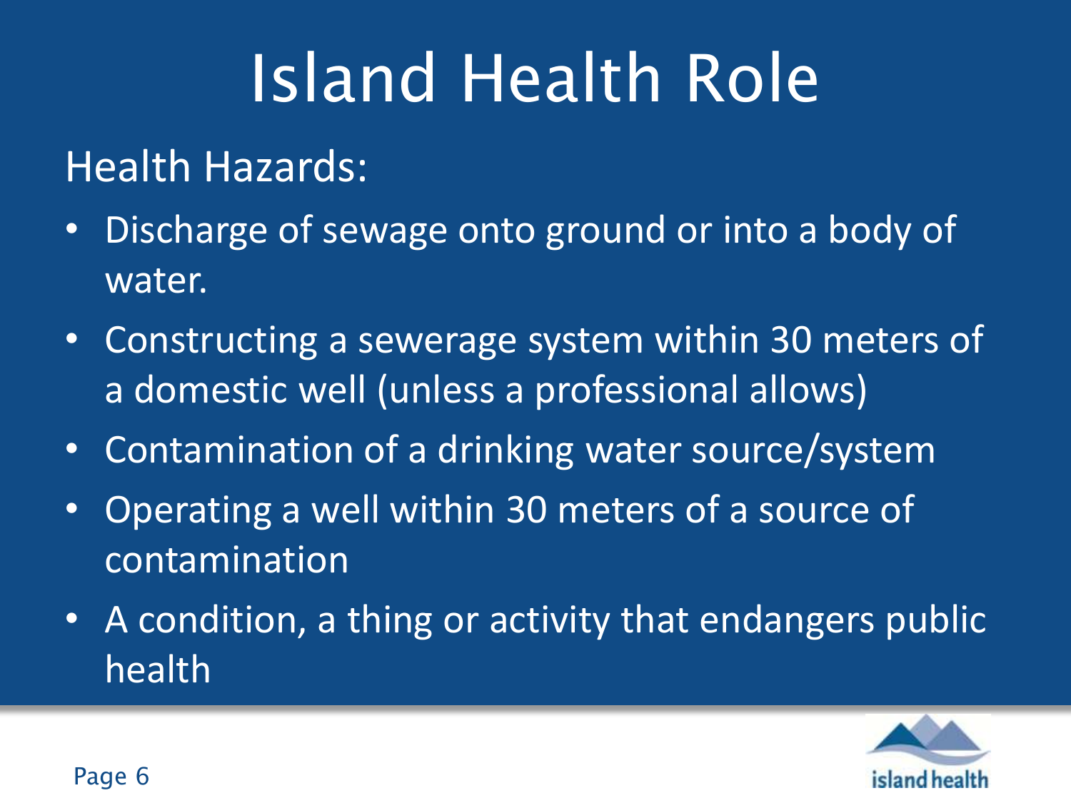# Island Health Role

Health Hazards:

- Discharge of sewage onto ground or into a body of water.
- Constructing a sewerage system within 30 meters of a domestic well (unless a professional allows)
- Contamination of a drinking water source/system
- Operating a well within 30 meters of a source of contamination
- A condition, a thing or activity that endangers public health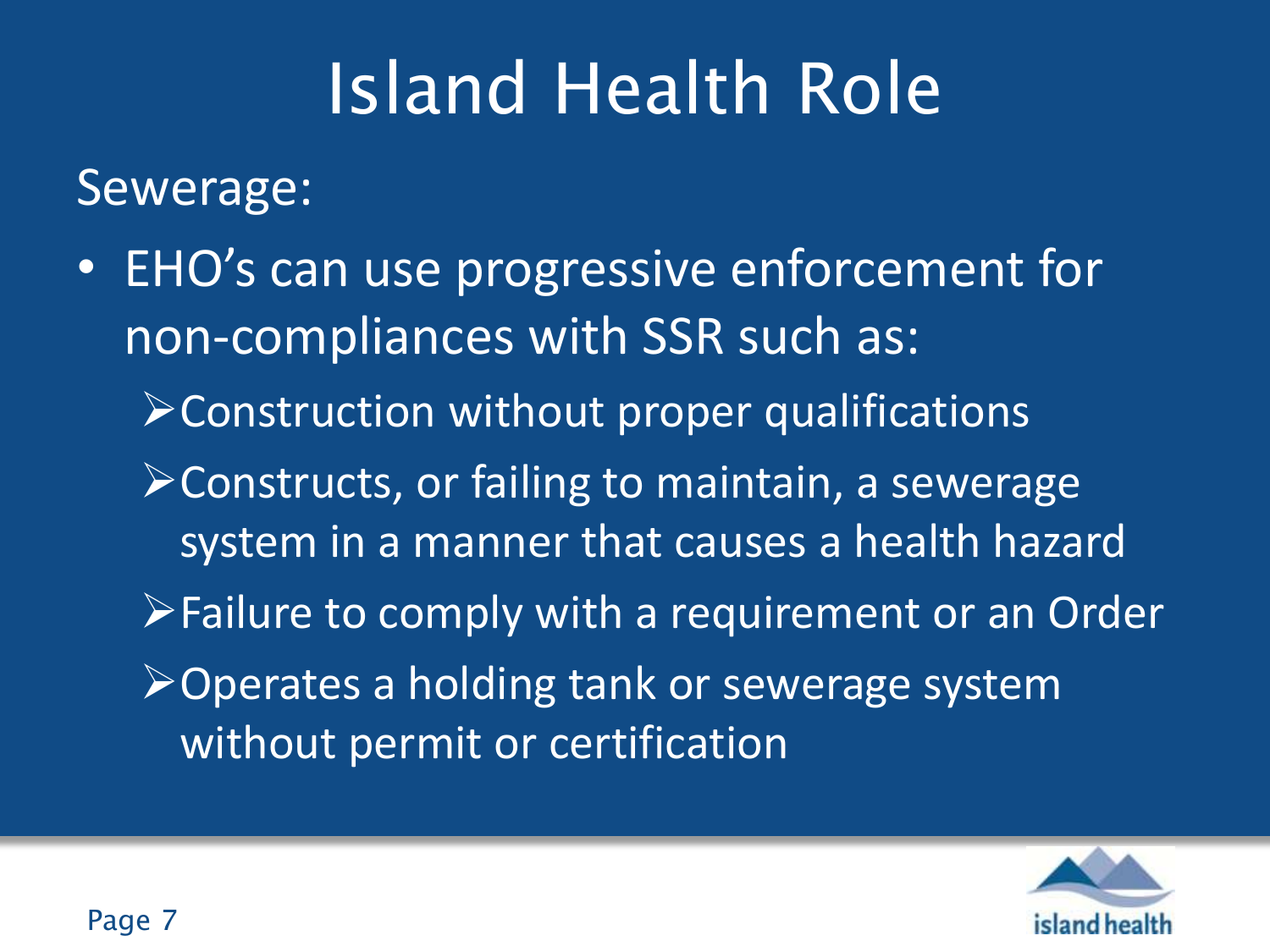# Island Health Role

Sewerage:

- EHO's can use progressive enforcement for non-compliances with SSR such as:
  - Construction without proper qualifications
  - Constructs, or failing to maintain, a sewerage system in a manner that causes a health hazard
  - Failure to comply with a requirement or an Order
  - Operates a holding tank or sewerage system without permit or certification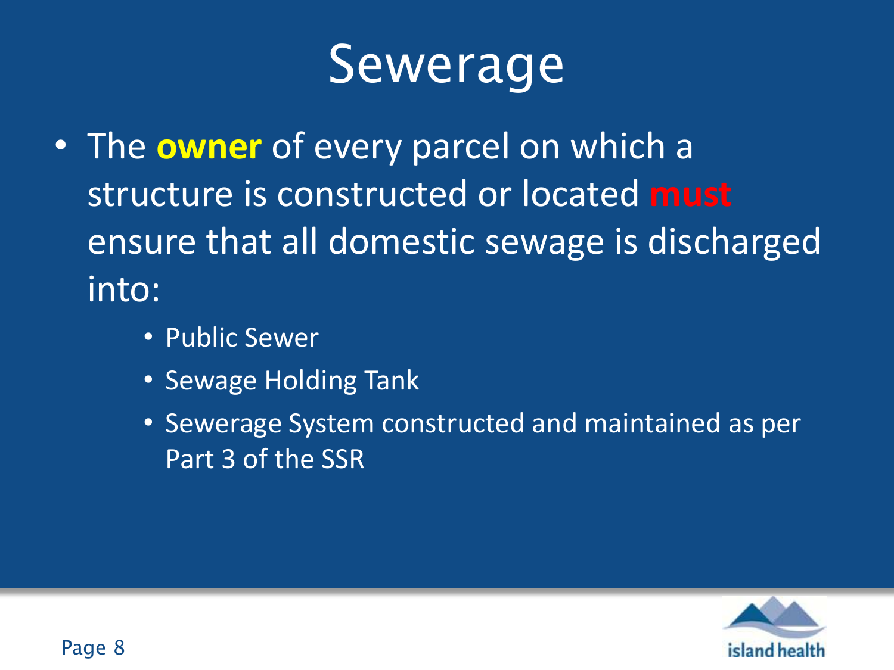# Sewerage

- The **owner** of every parcel on which a structure is constructed or located **must** ensure that all domestic sewage is discharged into:
  - Public Sewer
  - Sewage Holding Tank
  - Sewerage System constructed and maintained as per Part 3 of the SSR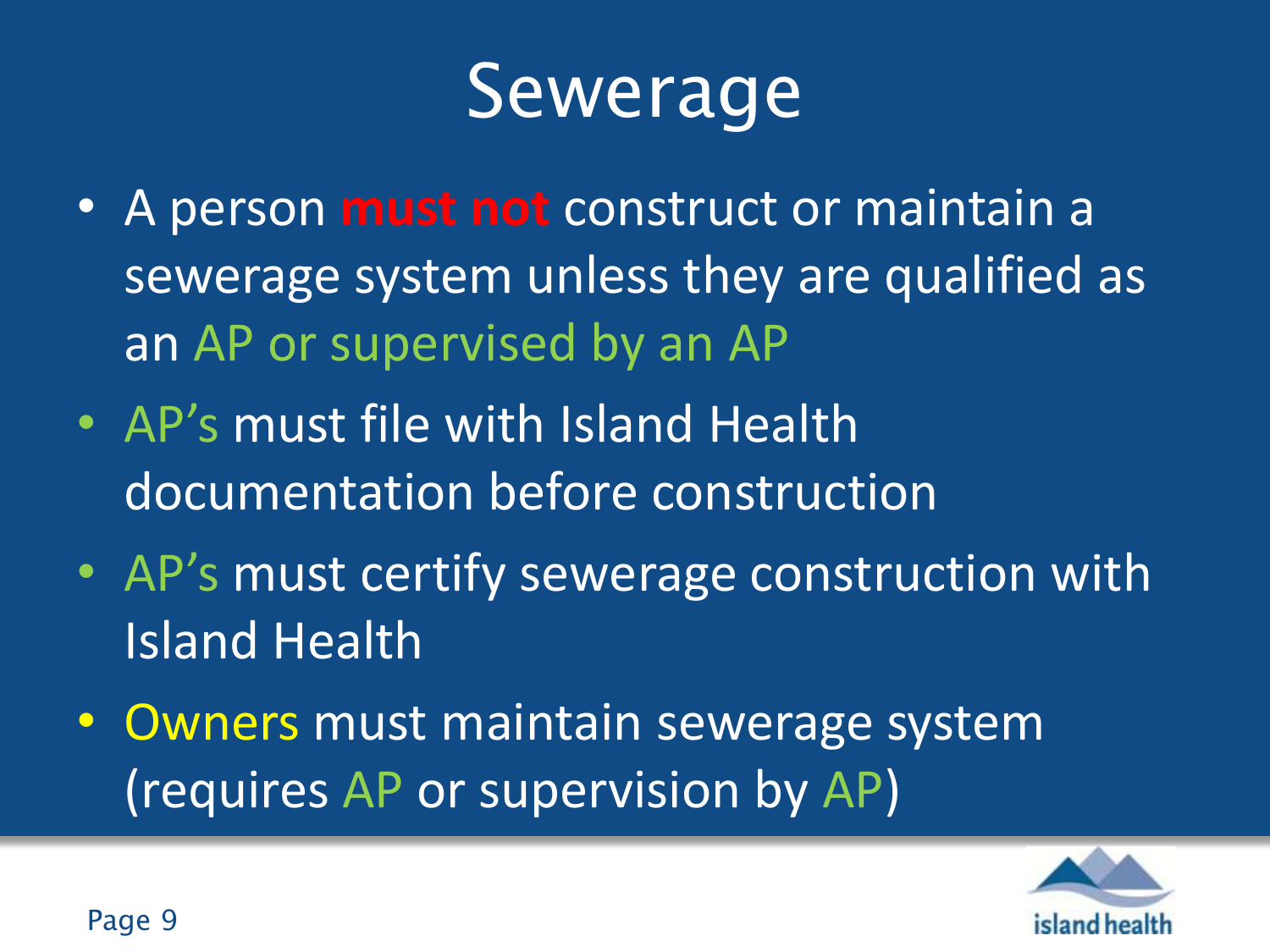# Sewerage

- A person **must not** construct or maintain a sewerage system unless they are qualified as an AP or supervised by an AP
- AP's must file with Island Health documentation before construction
- AP's must certify sewerage construction with Island Health
- Owners must maintain sewerage system (requires AP or supervision by AP)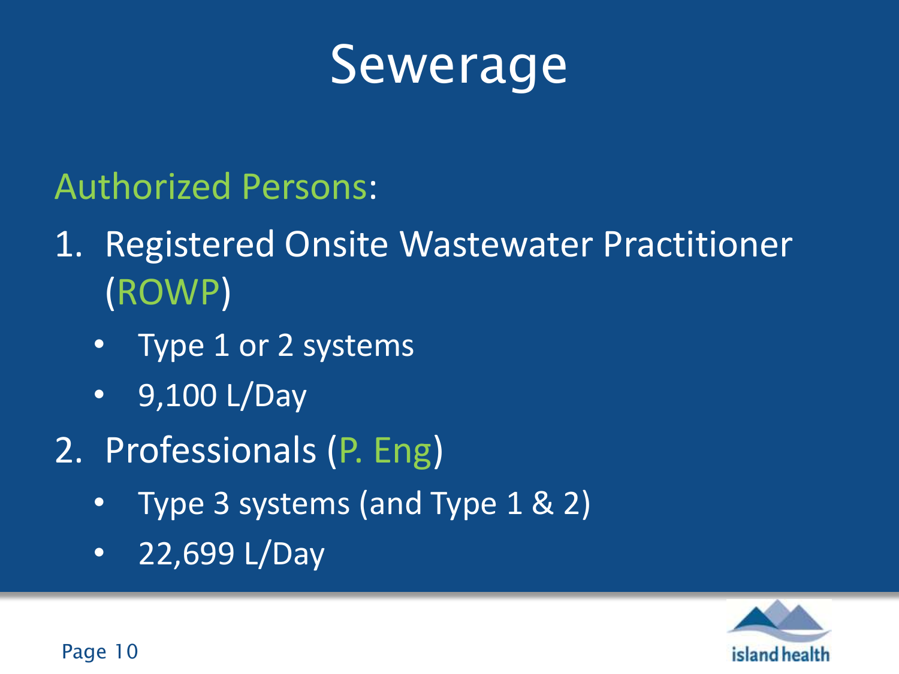# Sewerage

Authorized Persons:

1. Registered Onsite Wastewater Practitioner (ROWP)
   - Type 1 or 2 systems
   - 9,100 L/Day
2. Professionals (P. Eng)
   - Type 3 systems (and Type 1 & 2)
   - 22,699 L/Day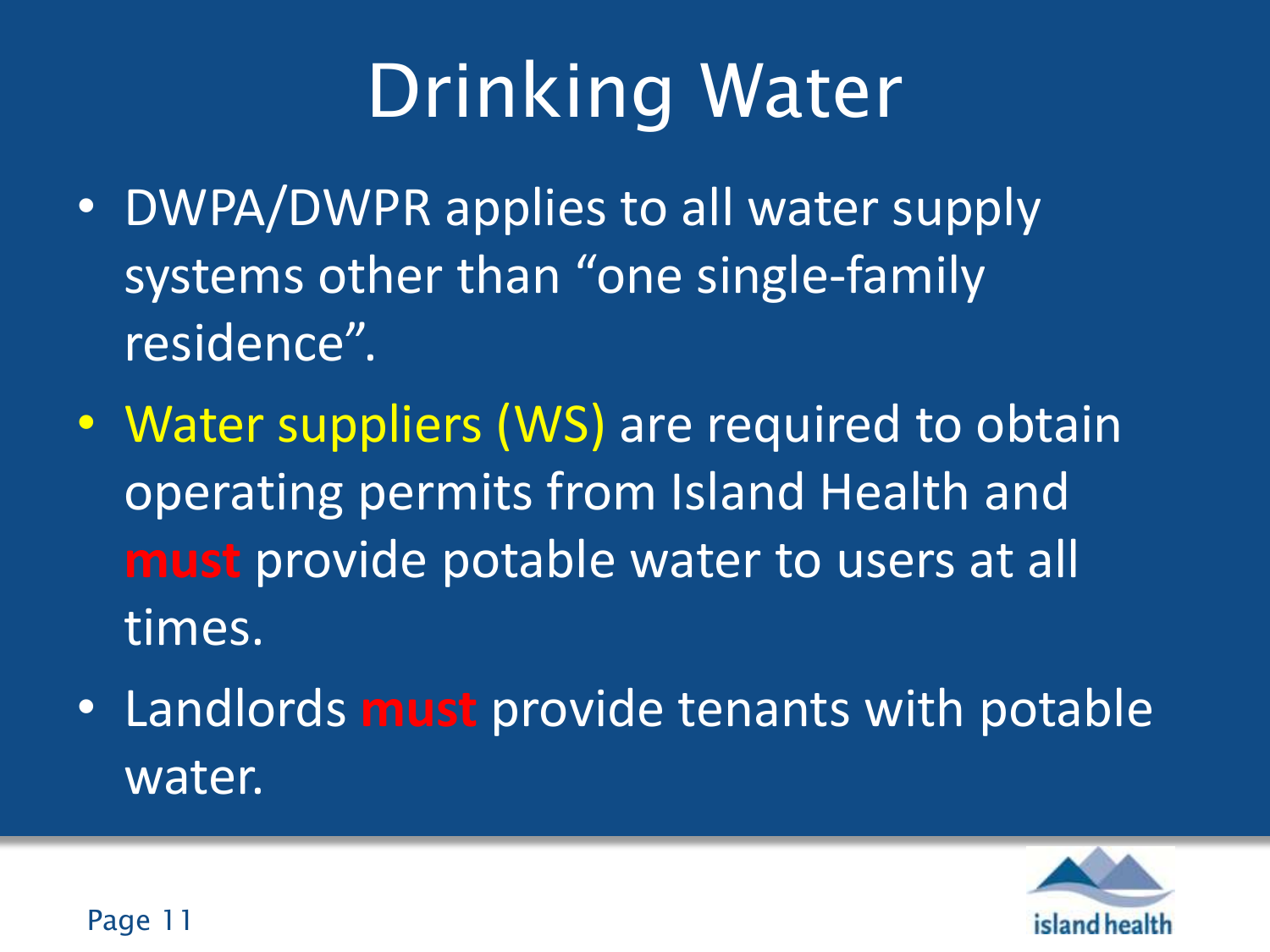# Drinking Water

- DWPA/DWPR applies to all water supply systems other than "one single-family residence".
- Water suppliers (WS) are required to obtain operating permits from Island Health and **must** provide potable water to users at all times.
- Landlords **must** provide tenants with potable water.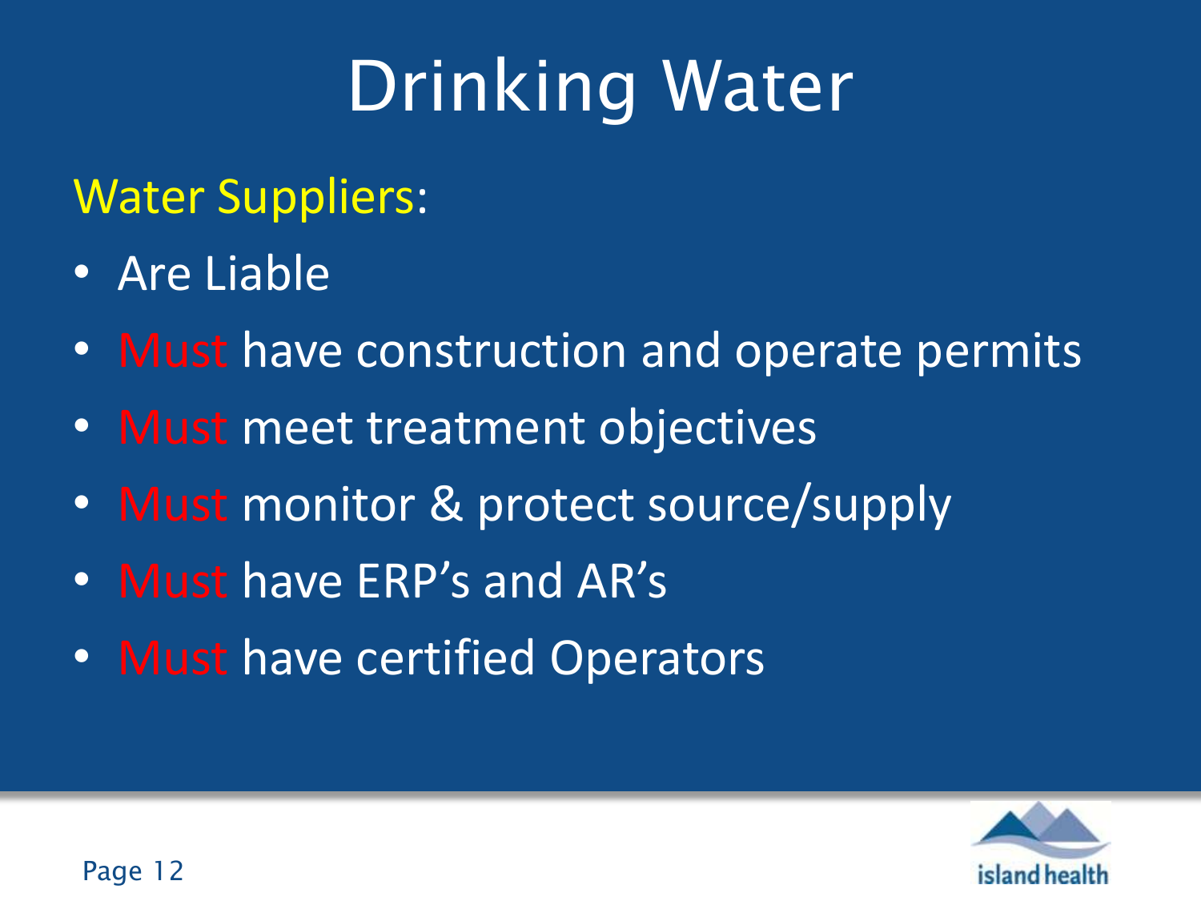# Drinking Water

Water Suppliers:

- Are Liable
- Must have construction and operate permits
- Must meet treatment objectives
- Must monitor & protect source/supply
- Must have ERP's and AR's
- Must have certified Operators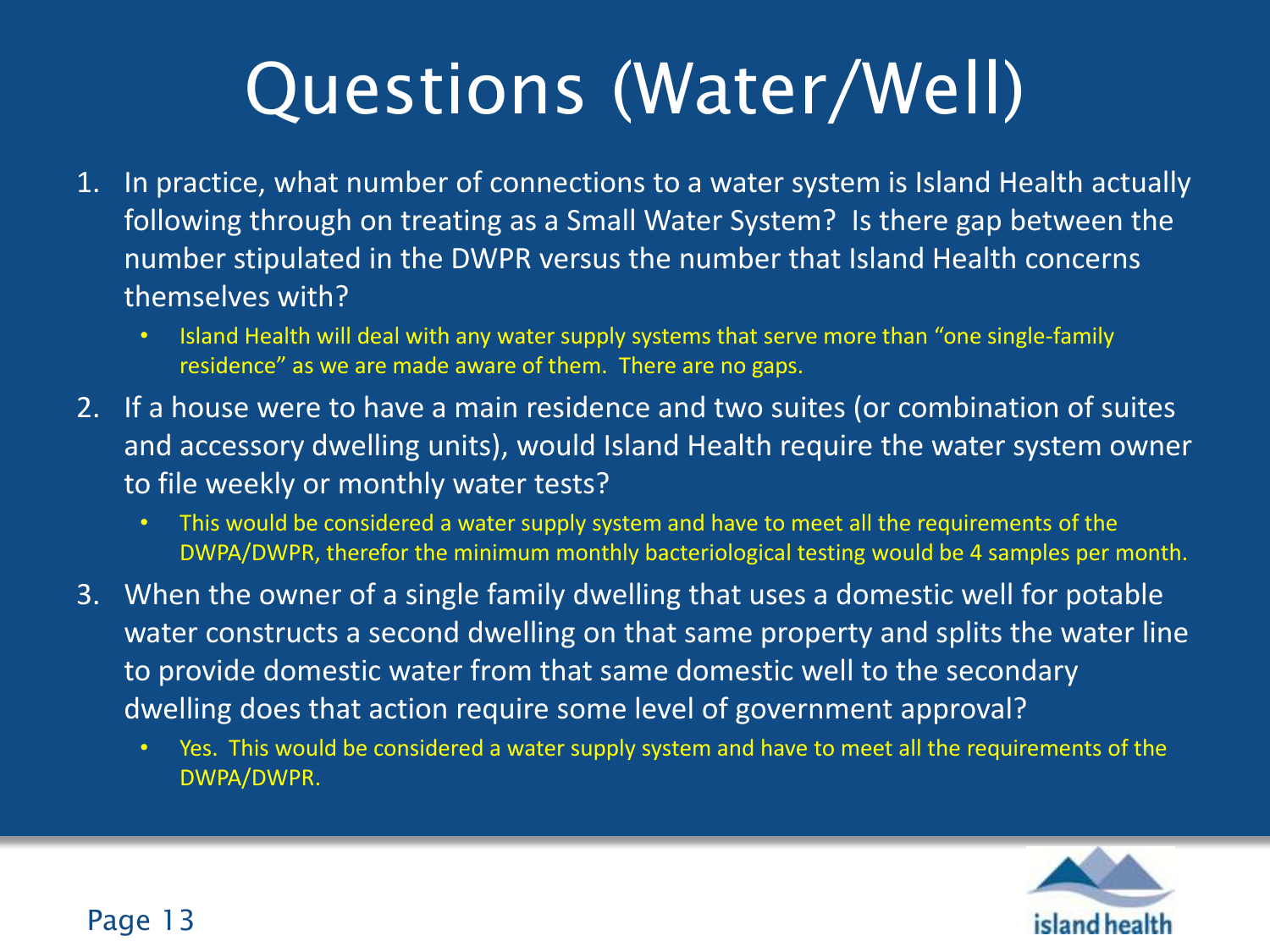# Questions (Water/Well)

1. In practice, what number of connections to a water system is Island Health actually following through on treating as a Small Water System? Is there gap between the number stipulated in the DWPR versus the number that Island Health concerns themselves with?
   - Island Health will deal with any water supply systems that serve more than “one single-family residence” as we are made aware of them. There are no gaps.
2. If a house were to have a main residence and two suites (or combination of suites and accessory dwelling units), would Island Health require the water system owner to file weekly or monthly water tests?
   - This would be considered a water supply system and have to meet all the requirements of the DWPA/DWPR, therefor the minimum monthly bacteriological testing would be 4 samples per month.
3. When the owner of a single family dwelling that uses a domestic well for potable water constructs a second dwelling on that same property and splits the water line to provide domestic water from that same domestic well to the secondary dwelling does that action require some level of government approval?
   - Yes. This would be considered a water supply system and have to meet all the requirements of the DWPA/DWPR.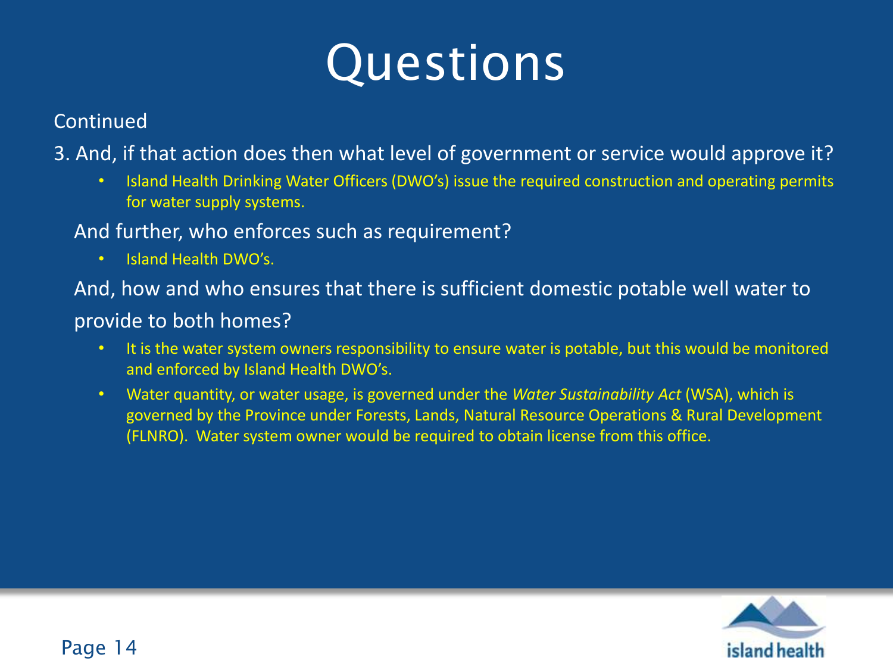# Questions

Continued

3. And, if that action does then what level of government or service would approve it?
    - Island Health Drinking Water Officers (DWO's) issue the required construction and operating permits for water supply systems.

   And further, who enforces such as requirement?
    - Island Health DWO's.

   And, how and who ensures that there is sufficient domestic potable well water to provide to both homes?
    - It is the water system owners responsibility to ensure water is potable, but this would be monitored and enforced by Island Health DWO's.
    - Water quantity, or water usage, is governed under the *Water Sustainability Act* (WSA), which is governed by the Province under Forests, Lands, Natural Resource Operations & Rural Development (FLNRO). Water system owner would be required to obtain license from this office.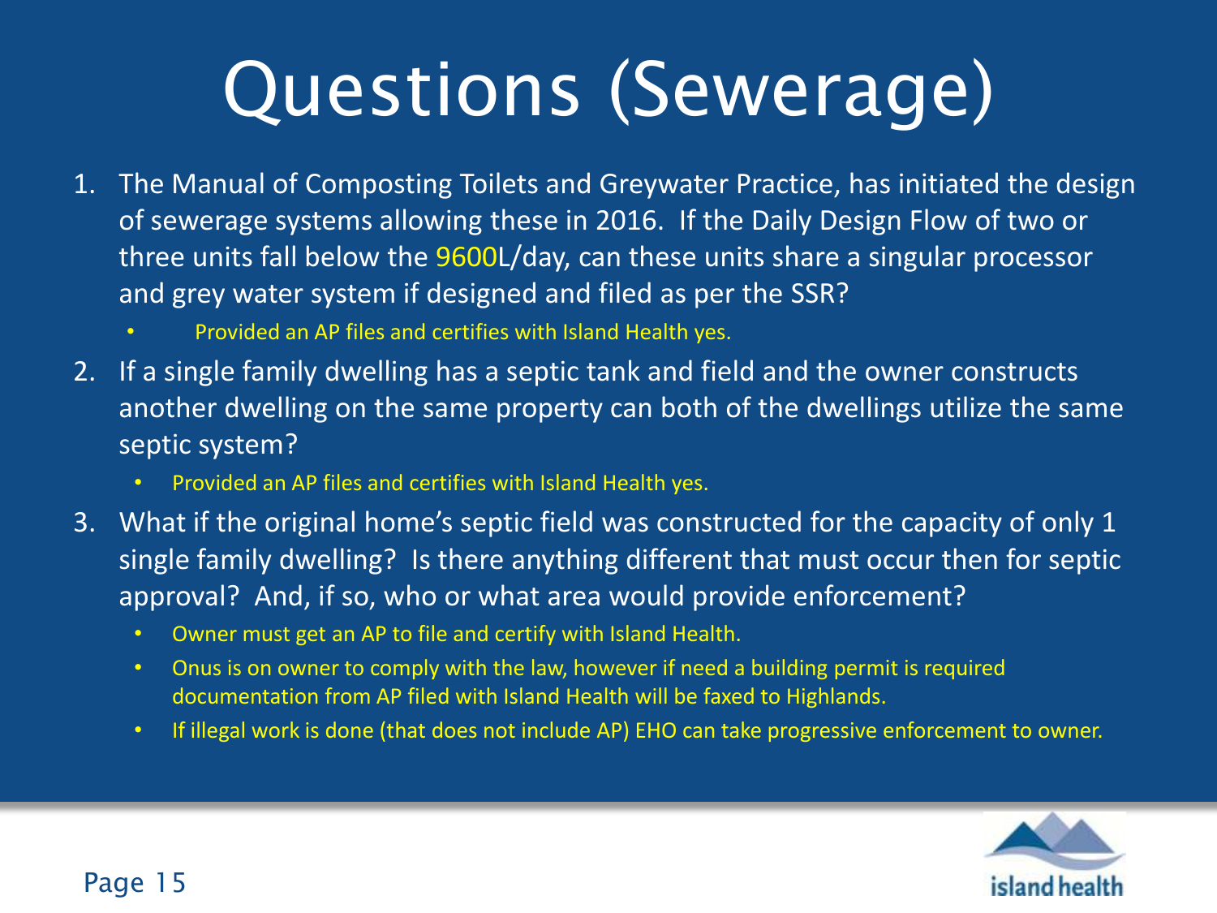# Questions (Sewerage)

1. The Manual of Composting Toilets and Greywater Practice, has initiated the design of sewerage systems allowing these in 2016. If the Daily Design Flow of two or three units fall below the 9600L/day, can these units share a singular processor and grey water system if designed and filed as per the SSR?
   - Provided an AP files and certifies with Island Health yes.
2. If a single family dwelling has a septic tank and field and the owner constructs another dwelling on the same property can both of the dwellings utilize the same septic system?
   - Provided an AP files and certifies with Island Health yes.
3. What if the original home's septic field was constructed for the capacity of only 1 single family dwelling? Is there anything different that must occur then for septic approval? And, if so, who or what area would provide enforcement?
   - Owner must get an AP to file and certify with Island Health.
   - Onus is on owner to comply with the law, however if need a building permit is required documentation from AP filed with Island Health will be faxed to Highlands.
   - If illegal work is done (that does not include AP) EHO can take progressive enforcement to owner.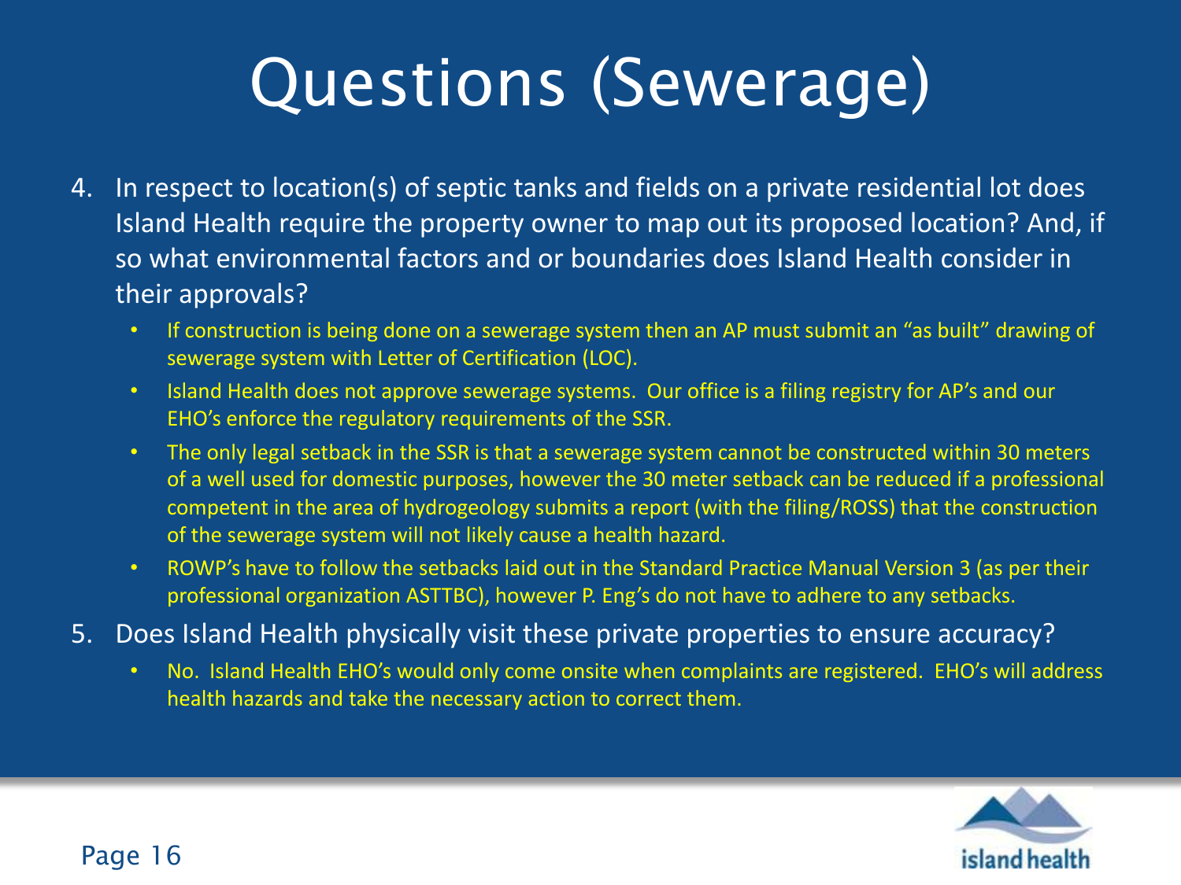# Questions (Sewerage)

4. In respect to location(s) of septic tanks and fields on a private residential lot does Island Health require the property owner to map out its proposed location? And, if so what environmental factors and or boundaries does Island Health consider in their approvals?
   - If construction is being done on a sewerage system then an AP must submit an "as built" drawing of sewerage system with Letter of Certification (LOC).
   - Island Health does not approve sewerage systems. Our office is a filing registry for AP's and our EHO's enforce the regulatory requirements of the SSR.
   - The only legal setback in the SSR is that a sewerage system cannot be constructed within 30 meters of a well used for domestic purposes, however the 30 meter setback can be reduced if a professional competent in the area of hydrogeology submits a report (with the filing/ROSS) that the construction of the sewerage system will not likely cause a health hazard.
   - ROWP's have to follow the setbacks laid out in the Standard Practice Manual Version 3 (as per their professional organization ASTTBC), however P. Eng's do not have to adhere to any setbacks.
5. Does Island Health physically visit these private properties to ensure accuracy?
   - No. Island Health EHO's would only come onsite when complaints are registered. EHO's will address health hazards and take the necessary action to correct them.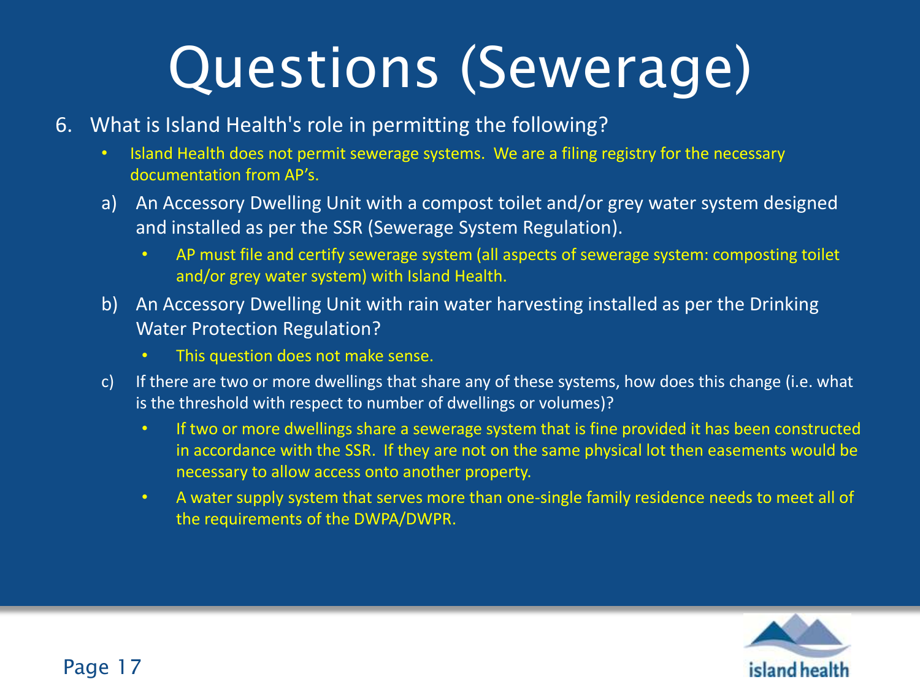# Questions (Sewerage)

6. What is Island Health's role in permitting the following?
   - Island Health does not permit sewerage systems. We are a filing registry for the necessary documentation from AP's.

   a) An Accessory Dwelling Unit with a compost toilet and/or grey water system designed and installed as per the SSR (Sewerage System Regulation).
      - AP must file and certify sewerage system (all aspects of sewerage system: composting toilet and/or grey water system) with Island Health.

   b) An Accessory Dwelling Unit with rain water harvesting installed as per the Drinking Water Protection Regulation?
      - This question does not make sense.

   c) If there are two or more dwellings that share any of these systems, how does this change (i.e. what is the threshold with respect to number of dwellings or volumes)?
      - If two or more dwellings share a sewerage system that is fine provided it has been constructed in accordance with the SSR. If they are not on the same physical lot then easements would be necessary to allow access onto another property.
      - A water supply system that serves more than one-single family residence needs to meet all of the requirements of the DWPA/DWPR.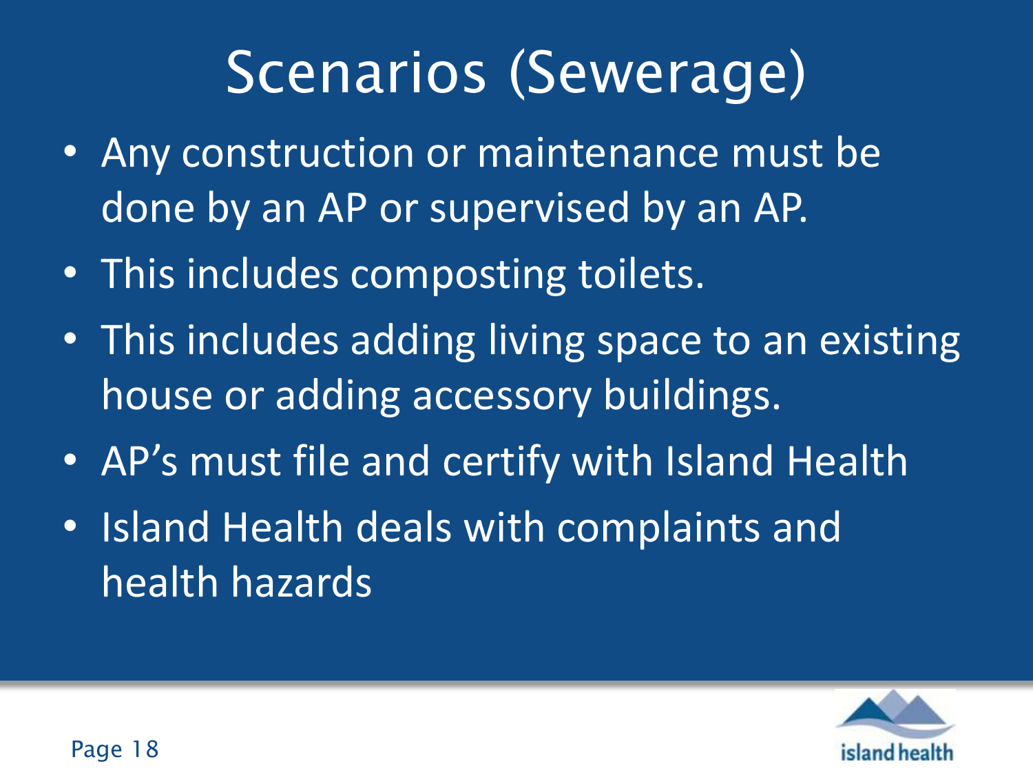# Scenarios (Sewerage)

- Any construction or maintenance must be done by an AP or supervised by an AP.
- This includes composting toilets.
- This includes adding living space to an existing house or adding accessory buildings.
- AP's must file and certify with Island Health
- Island Health deals with complaints and health hazards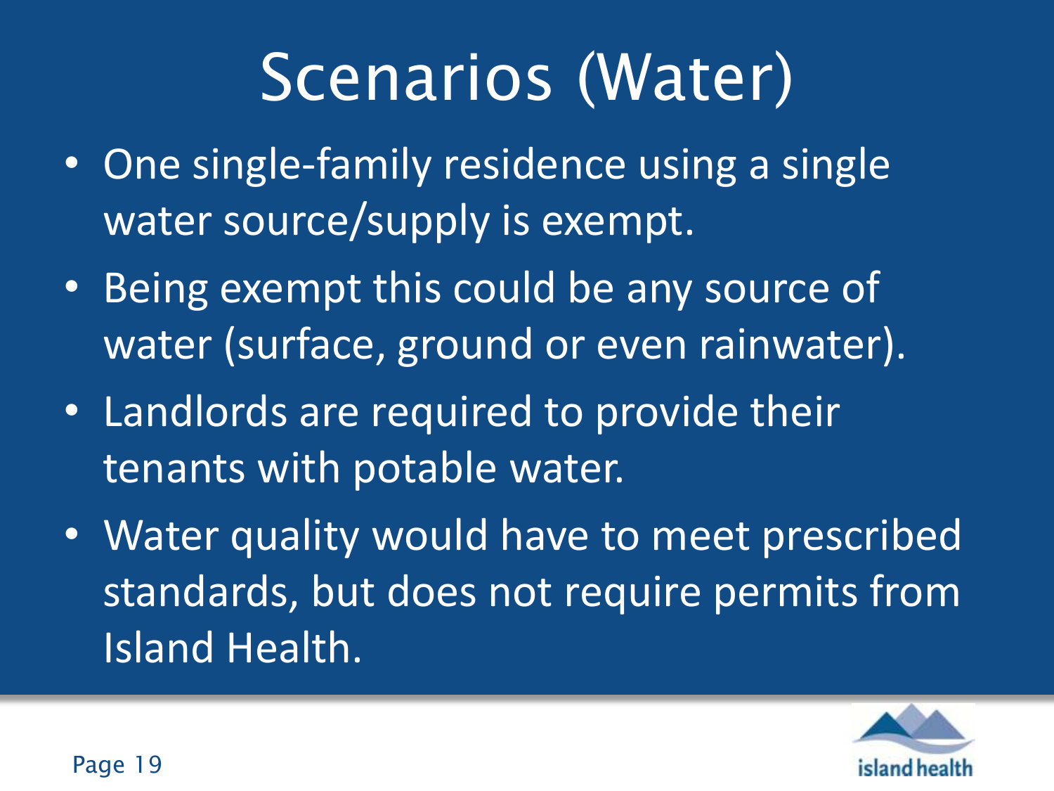# Scenarios (Water)

- One single-family residence using a single water source/supply is exempt.
- Being exempt this could be any source of water (surface, ground or even rainwater).
- Landlords are required to provide their tenants with potable water.
- Water quality would have to meet prescribed standards, but does not require permits from Island Health.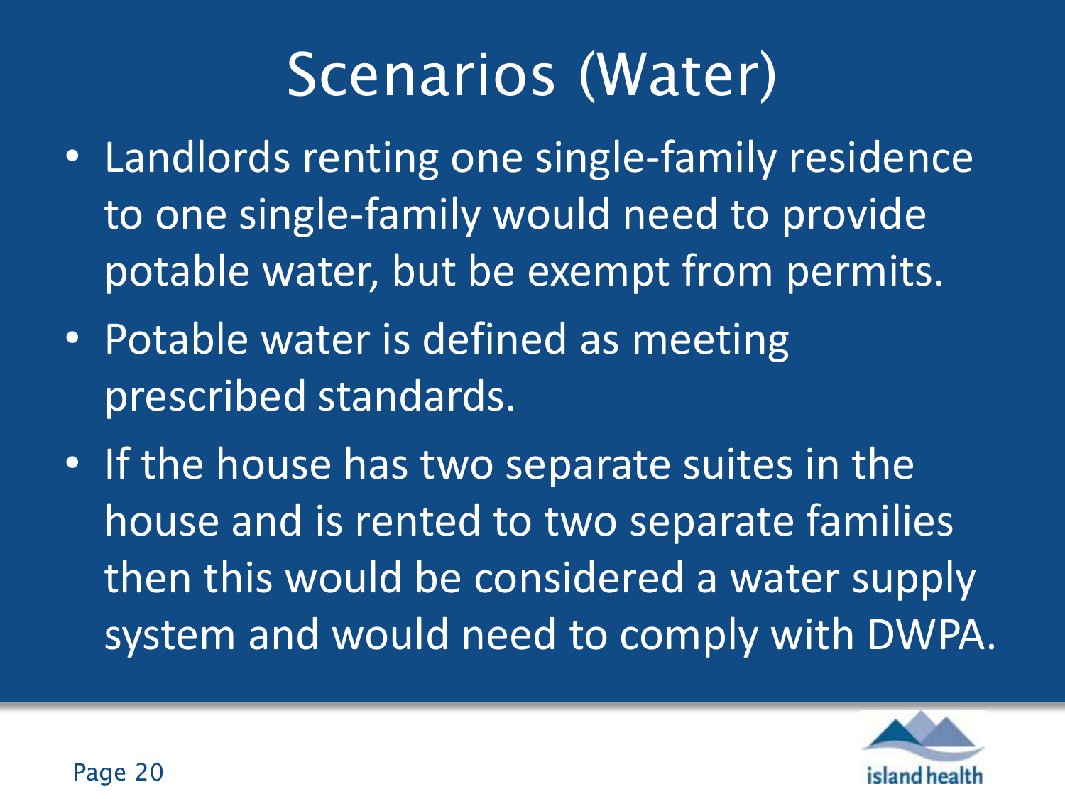# Scenarios (Water)

- Landlords renting one single-family residence to one single-family would need to provide potable water, but be exempt from permits.
- Potable water is defined as meeting prescribed standards.
- If the house has two separate suites in the house and is rented to two separate families then this would be considered a water supply system and would need to comply with DWPA.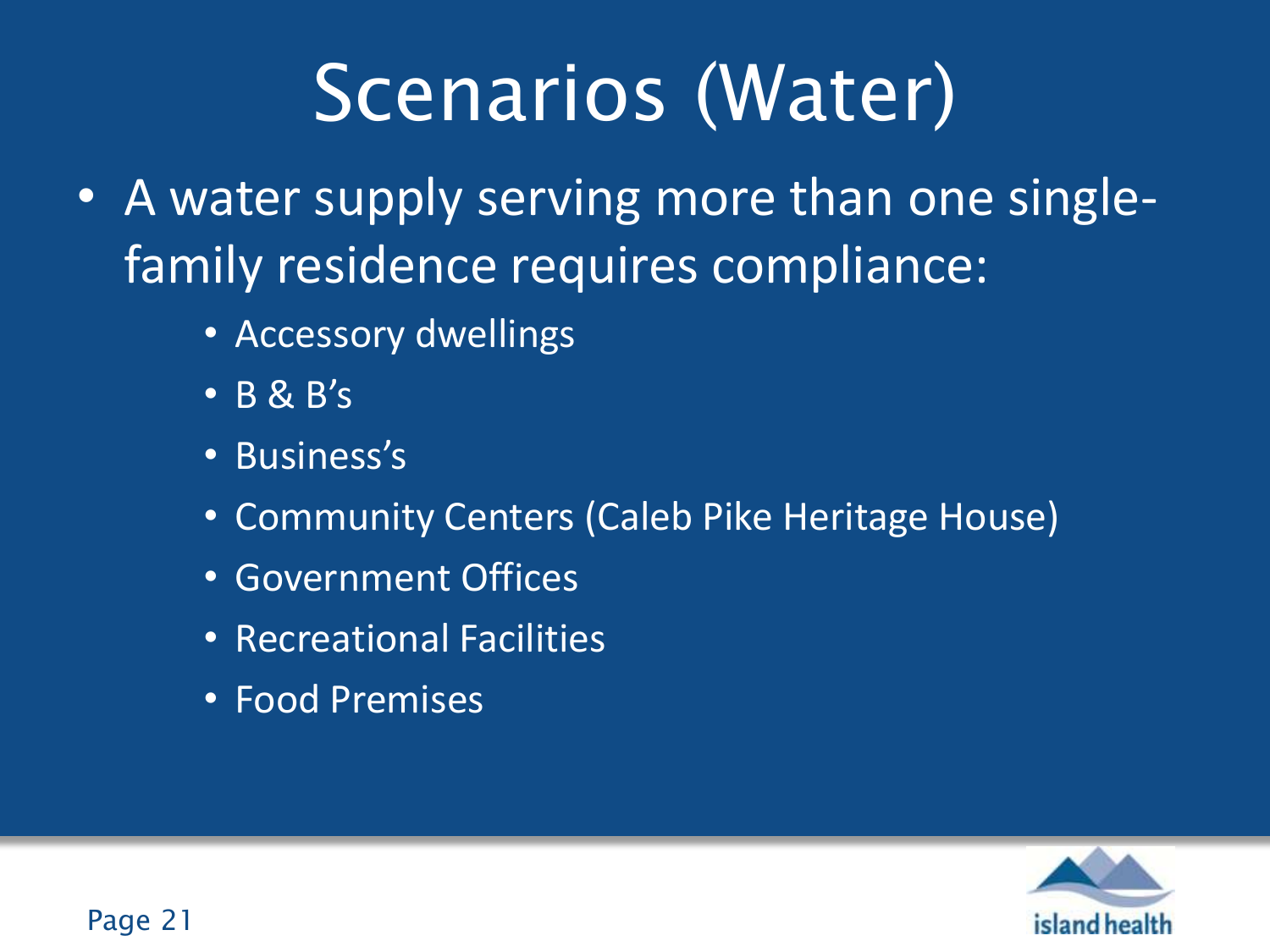# Scenarios (Water)

- A water supply serving more than one single-family residence requires compliance:
  - Accessory dwellings
  - B & B's
  - Business's
  - Community Centers (Caleb Pike Heritage House)
  - Government Offices
  - Recreational Facilities
  - Food Premises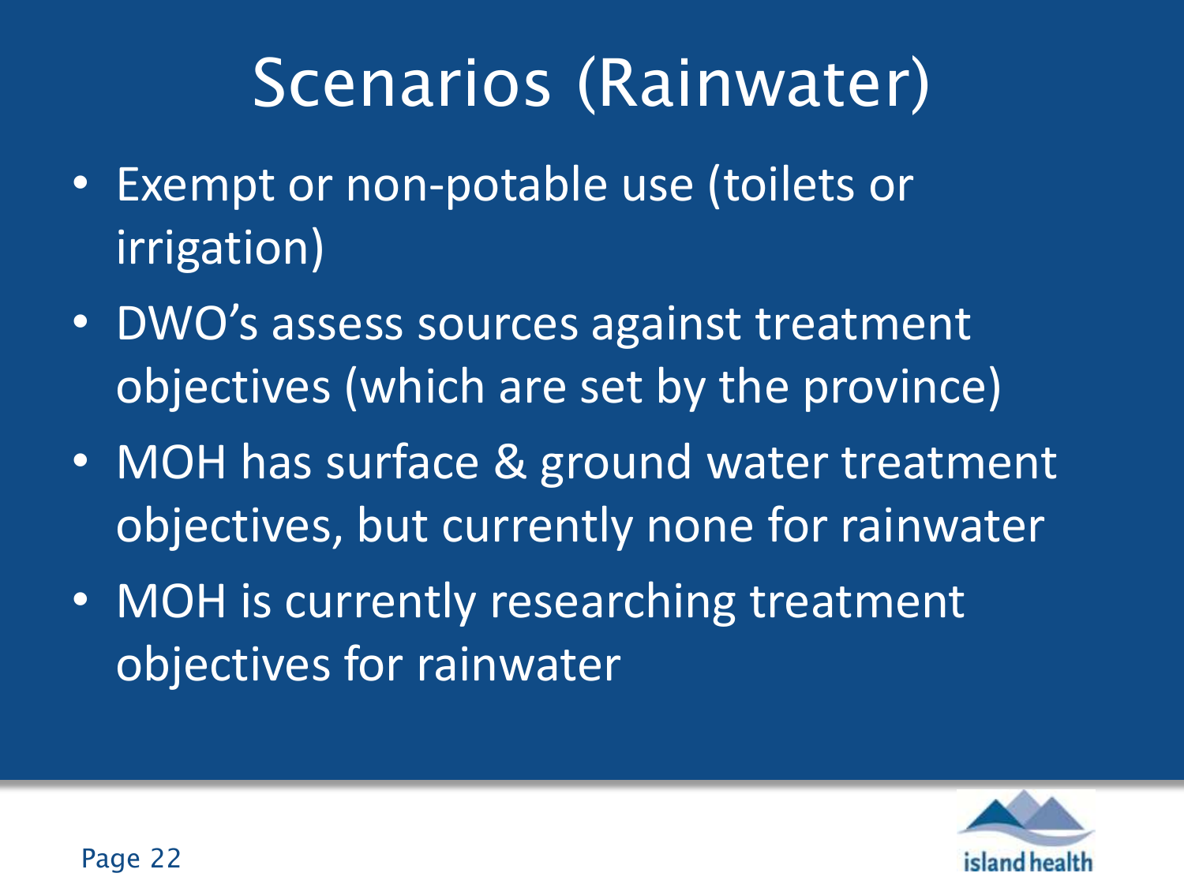# Scenarios (Rainwater)

- Exempt or non-potable use (toilets or irrigation)
- DWO's assess sources against treatment objectives (which are set by the province)
- MOH has surface & ground water treatment objectives, but currently none for rainwater
- MOH is currently researching treatment objectives for rainwater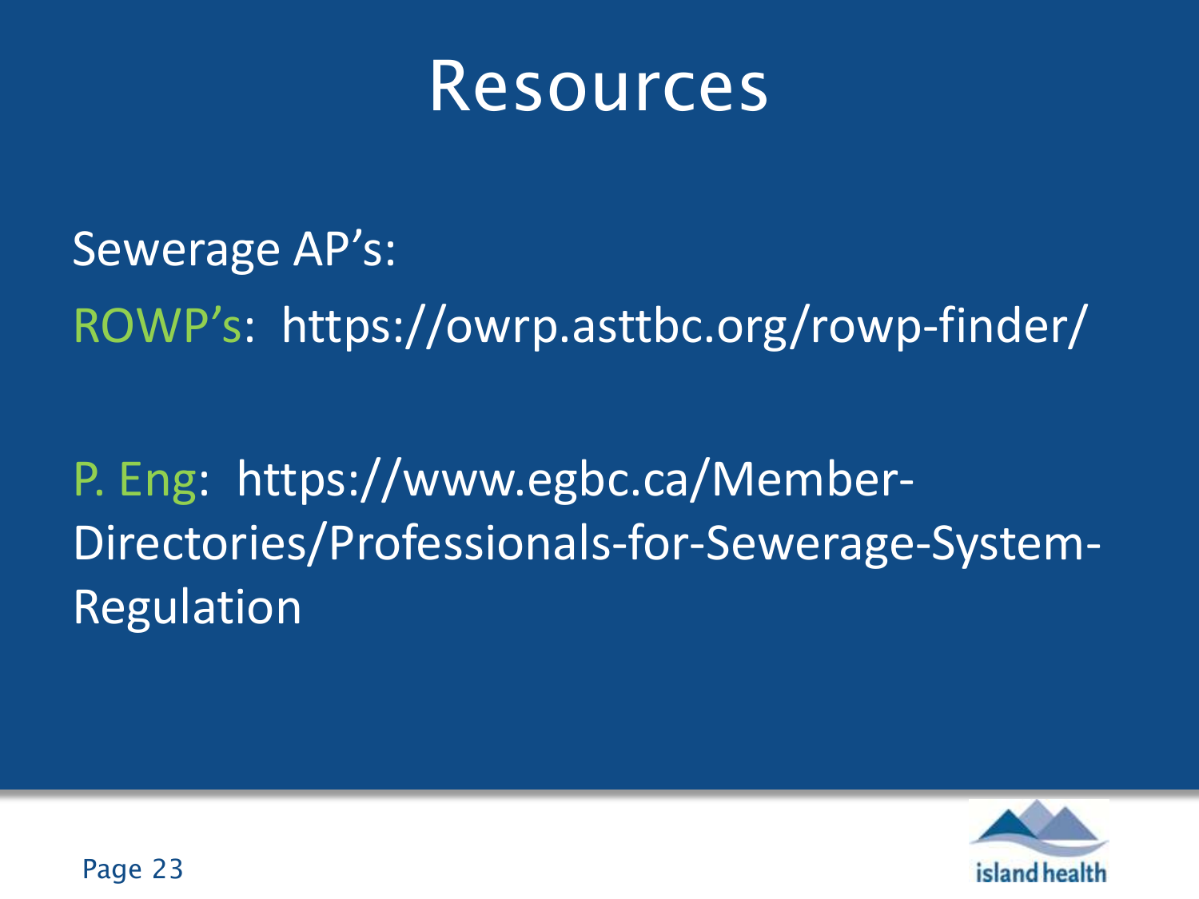# Resources

Sewerage AP's:

ROWP's: https://owrp.asttbc.org/rowp-finder/

P. Eng: https://www.egbc.ca/Member-Directories/Professionals-for-Sewerage-System-Regulation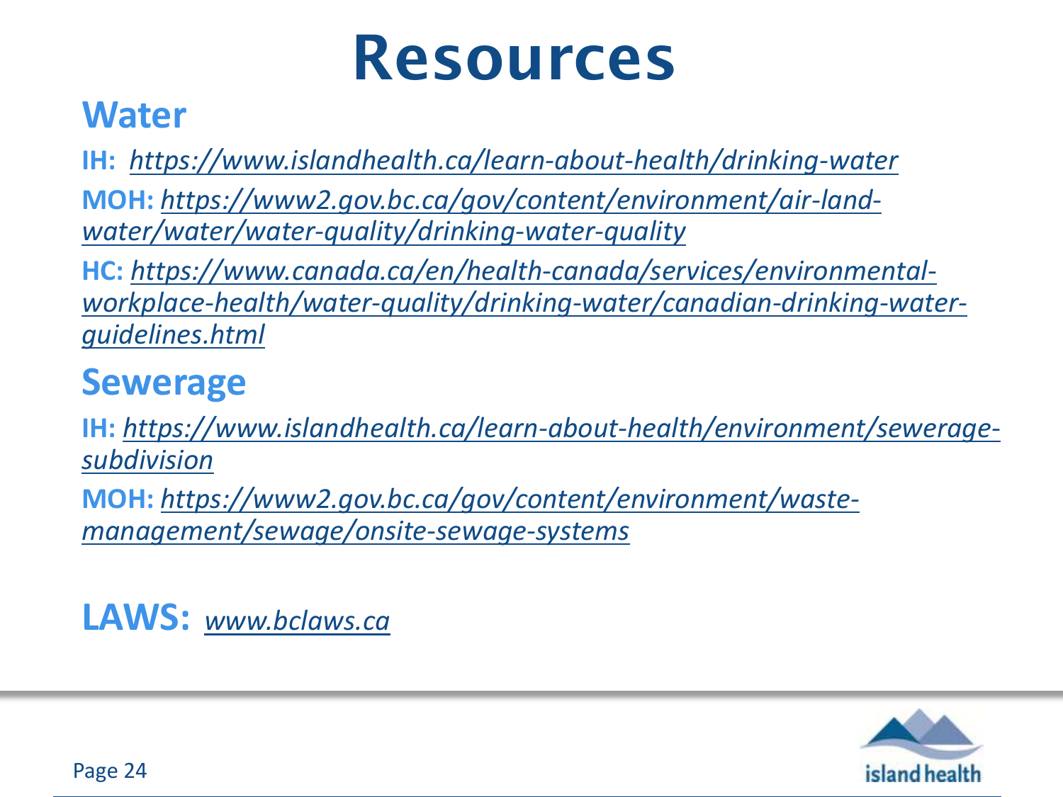# Resources

## Water

**IH:** *https://www.islandhealth.ca/learn-about-health/drinking-water*

**MOH:** *https://www2.gov.bc.ca/gov/content/environment/air-land-water/water/water-quality/drinking-water-quality*

**HC:** *https://www.canada.ca/en/health-canada/services/environmental-workplace-health/water-quality/drinking-water/canadian-drinking-water-guidelines.html*

## Sewerage

**IH:** *https://www.islandhealth.ca/learn-about-health/environment/sewerage-subdivision*

**MOH:** *https://www2.gov.bc.ca/gov/content/environment/waste-management/sewage/onsite-sewage-systems*

## LAWS: *www.bclaws.ca*